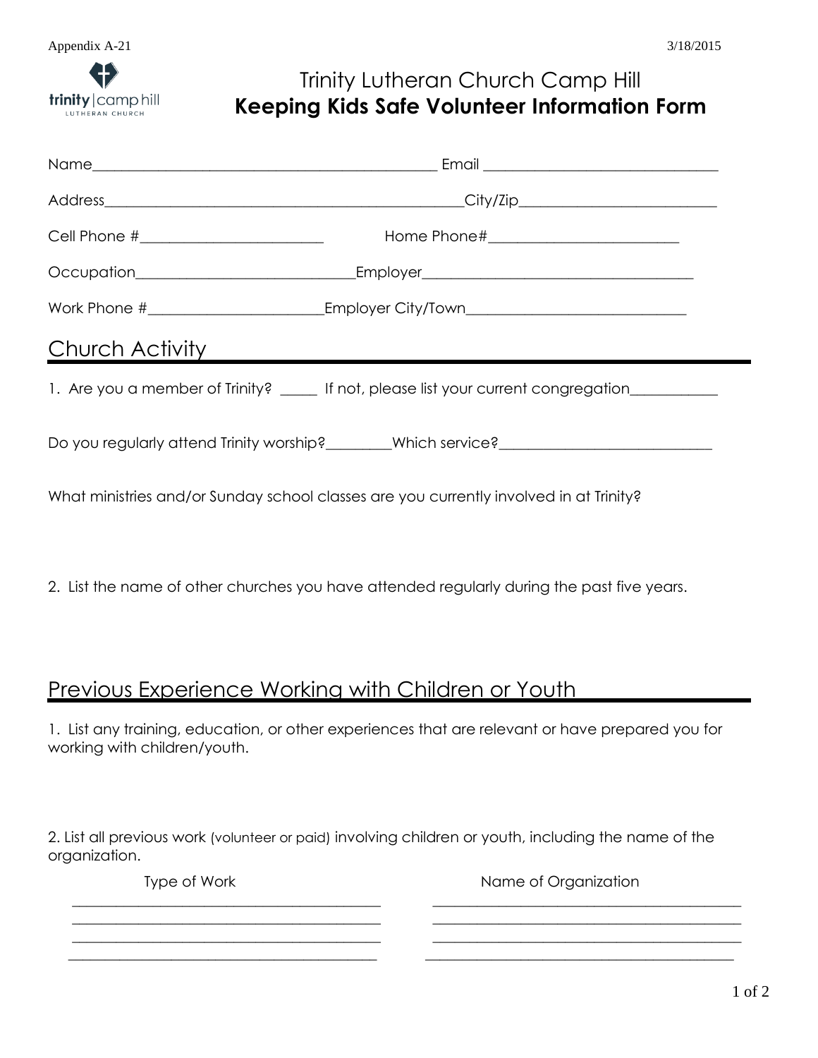Appendix A-21 3/18/2015

# Trinity Lutheran Church Camp Hill
# **Keeping Kids Safe Volunteer Information Form**

Name_______________________________________________ Email _______________________________

Address_________________________________________________City/Zip__________________________

Cell Phone #_________________________ Home Phone#_________________________

Occupation_____________________________Employer_____________________________________

Work Phone #______________________Employer City/Town____________________________

## Church Activity

1. Are you a member of Trinity? _____ If not, please list your current congregation___________

Do you regularly attend Trinity worship?________Which service?___________________________

What ministries and/or Sunday school classes are you currently involved in at Trinity?

2. List the name of other churches you have attended regularly during the past five years.

## Previous Experience Working with Children or Youth

1. List any training, education, or other experiences that are relevant or have prepared you for working with children/youth.

2. List all previous work (volunteer or paid) involving children or youth, including the name of the organization.

| Type of Work | Name of Organization |
|---|---|
| | |
| | |
| | |
| | |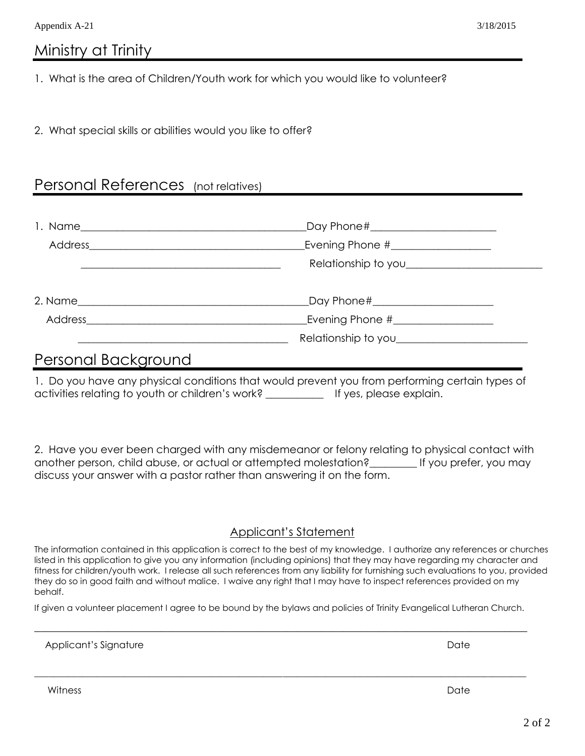## Ministry at Trinity

1. What is the area of Children/Youth work for which you would like to volunteer?

2. What special skills or abilities would you like to offer?

## Personal References (not relatives)

1. Name\_\_\_\_\_\_\_\_\_\_\_\_\_\_\_\_\_\_\_\_\_\_\_\_\_\_\_\_\_\_\_\_\_\_\_\_\_\_\_\_\_\_ Day Phone#\_\_\_\_\_\_\_\_\_\_\_\_\_\_\_\_\_\_\_\_\_\_\_\_
   Address\_\_\_\_\_\_\_\_\_\_\_\_\_\_\_\_\_\_\_\_\_\_\_\_\_\_\_\_\_\_\_\_\_\_\_\_\_\_\_\_ Evening Phone #\_\_\_\_\_\_\_\_\_\_\_\_\_\_\_\_\_\_\_
   \_\_\_\_\_\_\_\_\_\_\_\_\_\_\_\_\_\_\_\_\_\_\_\_\_\_\_\_\_\_\_\_\_\_\_\_\_\_\_\_ Relationship to you\_\_\_\_\_\_\_\_\_\_\_\_\_\_\_\_\_\_\_\_\_\_\_\_\_\_

2. Name\_\_\_\_\_\_\_\_\_\_\_\_\_\_\_\_\_\_\_\_\_\_\_\_\_\_\_\_\_\_\_\_\_\_\_\_\_\_\_\_\_\_\_\_ Day Phone#\_\_\_\_\_\_\_\_\_\_\_\_\_\_\_\_\_\_\_\_\_\_\_
   Address\_\_\_\_\_\_\_\_\_\_\_\_\_\_\_\_\_\_\_\_\_\_\_\_\_\_\_\_\_\_\_\_\_\_\_\_\_\_\_\_\_ Evening Phone #\_\_\_\_\_\_\_\_\_\_\_\_\_\_\_\_\_\_\_
   \_\_\_\_\_\_\_\_\_\_\_\_\_\_\_\_\_\_\_\_\_\_\_\_\_\_\_\_\_\_\_\_\_\_\_\_\_\_\_\_\_ Relationship to you\_\_\_\_\_\_\_\_\_\_\_\_\_\_\_\_\_\_\_\_\_\_\_\_\_

## Personal Background

1. Do you have any physical conditions that would prevent you from performing certain types of activities relating to youth or children's work? \_\_\_\_\_\_\_\_\_\_\_ If yes, please explain.

2. Have you ever been charged with any misdemeanor or felony relating to physical contact with another person, child abuse, or actual or attempted molestation?\_\_\_\_\_\_\_\_\_ If you prefer, you may discuss your answer with a pastor rather than answering it on the form.

### Applicant's Statement

The information contained in this application is correct to the best of my knowledge. I authorize any references or churches listed in this application to give you any information (including opinions) that they may have regarding my character and fitness for children/youth work. I release all such references from any liability for furnishing such evaluations to you, provided they do so in good faith and without malice. I waive any right that I may have to inspect references provided on my behalf.

If given a volunteer placement I agree to be bound by the bylaws and policies of Trinity Evangelical Lutheran Church.

\_\_\_\_\_\_\_\_\_\_\_\_\_\_\_\_\_\_\_\_\_\_\_\_\_\_\_\_\_\_\_\_\_\_\_\_\_\_\_\_\_\_\_\_\_\_\_\_\_\_\_\_\_\_\_\_\_\_\_\_\_\_\_\_\_\_\_\_\_\_\_\_\_\_\_\_\_\_

Applicant's Signature                                                                                     Date

\_\_\_\_\_\_\_\_\_\_\_\_\_\_\_\_\_\_\_\_\_\_\_\_\_\_\_\_\_\_\_\_\_\_\_\_\_\_\_\_\_\_\_\_\_\_\_\_\_\_\_\_\_\_\_\_\_\_\_\_\_\_\_\_\_\_\_\_\_\_\_\_\_\_\_\_\_\_

Witness                                                                                                           Date